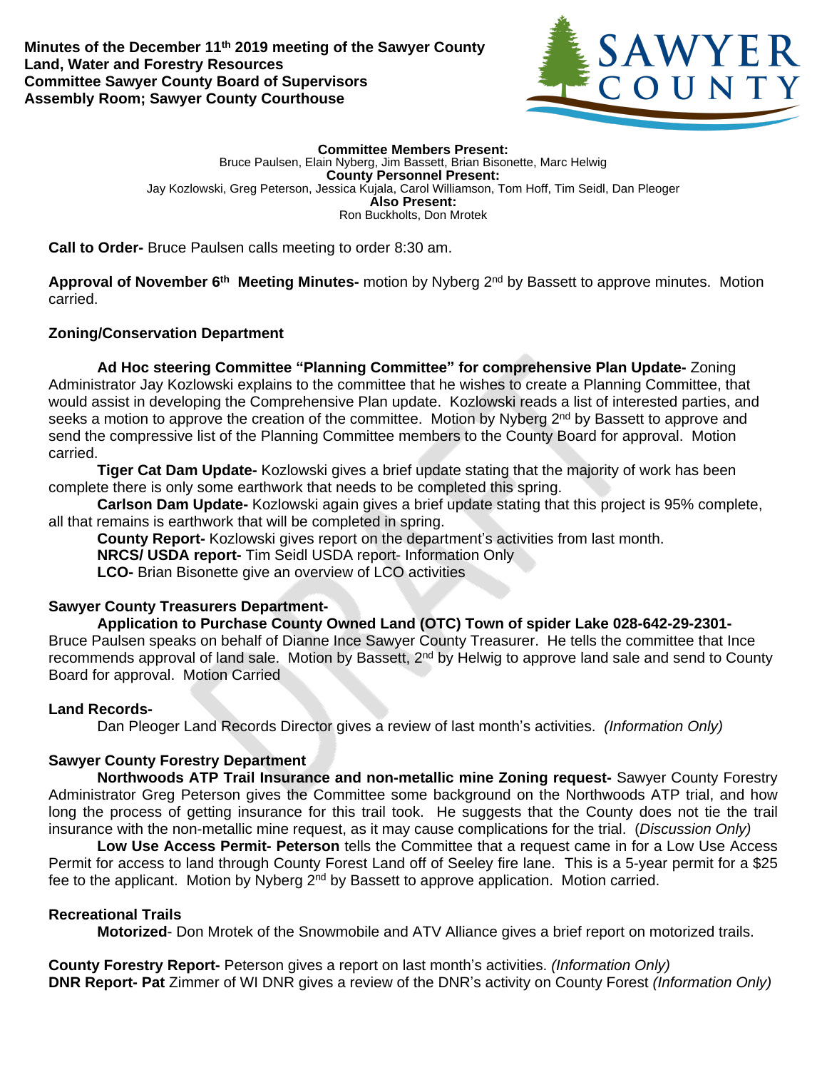**Minutes of the December 11th 2019 meeting of the Sawyer County Land, Water and Forestry Resources Committee Sawyer County Board of Supervisors Assembly Room; Sawyer County Courthouse**

**Committee Members Present:**
Bruce Paulsen, Elain Nyberg, Jim Bassett, Brian Bisonette, Marc Helwig
**County Personnel Present:**
Jay Kozlowski, Greg Peterson, Jessica Kujala, Carol Williamson, Tom Hoff, Tim Seidl, Dan Pleoger
**Also Present:**
Ron Buckholts, Don Mrotek

**Call to Order-** Bruce Paulsen calls meeting to order 8:30 am.

**Approval of November 6th Meeting Minutes-** motion by Nyberg 2nd by Bassett to approve minutes. Motion carried.

**Zoning/Conservation Department**

**Ad Hoc steering Committee "Planning Committee" for comprehensive Plan Update-** Zoning Administrator Jay Kozlowski explains to the committee that he wishes to create a Planning Committee, that would assist in developing the Comprehensive Plan update. Kozlowski reads a list of interested parties, and seeks a motion to approve the creation of the committee. Motion by Nyberg 2nd by Bassett to approve and send the compressive list of the Planning Committee members to the County Board for approval. Motion carried.

**Tiger Cat Dam Update-** Kozlowski gives a brief update stating that the majority of work has been complete there is only some earthwork that needs to be completed this spring.

**Carlson Dam Update-** Kozlowski again gives a brief update stating that this project is 95% complete, all that remains is earthwork that will be completed in spring.

**County Report-** Kozlowski gives report on the department's activities from last month.

**NRCS/ USDA report-** Tim Seidl USDA report- Information Only

**LCO-** Brian Bisonette give an overview of LCO activities

**Sawyer County Treasurers Department-**

**Application to Purchase County Owned Land (OTC) Town of spider Lake 028-642-29-2301-** Bruce Paulsen speaks on behalf of Dianne Ince Sawyer County Treasurer. He tells the committee that Ince recommends approval of land sale. Motion by Bassett, 2nd by Helwig to approve land sale and send to County Board for approval. Motion Carried

**Land Records-**

Dan Pleoger Land Records Director gives a review of last month's activities. *(Information Only)*

**Sawyer County Forestry Department**

**Northwoods ATP Trail Insurance and non-metallic mine Zoning request-** Sawyer County Forestry Administrator Greg Peterson gives the Committee some background on the Northwoods ATP trial, and how long the process of getting insurance for this trail took. He suggests that the County does not tie the trail insurance with the non-metallic mine request, as it may cause complications for the trial. (*Discussion Only)*

**Low Use Access Permit- Peterson** tells the Committee that a request came in for a Low Use Access Permit for access to land through County Forest Land off of Seeley fire lane. This is a 5-year permit for a $25 fee to the applicant. Motion by Nyberg 2nd by Bassett to approve application. Motion carried.

**Recreational Trails**

**Motorized**- Don Mrotek of the Snowmobile and ATV Alliance gives a brief report on motorized trails.

**County Forestry Report-** Peterson gives a report on last month's activities. *(Information Only)*
**DNR Report- Pat** Zimmer of WI DNR gives a review of the DNR's activity on County Forest *(Information Only)*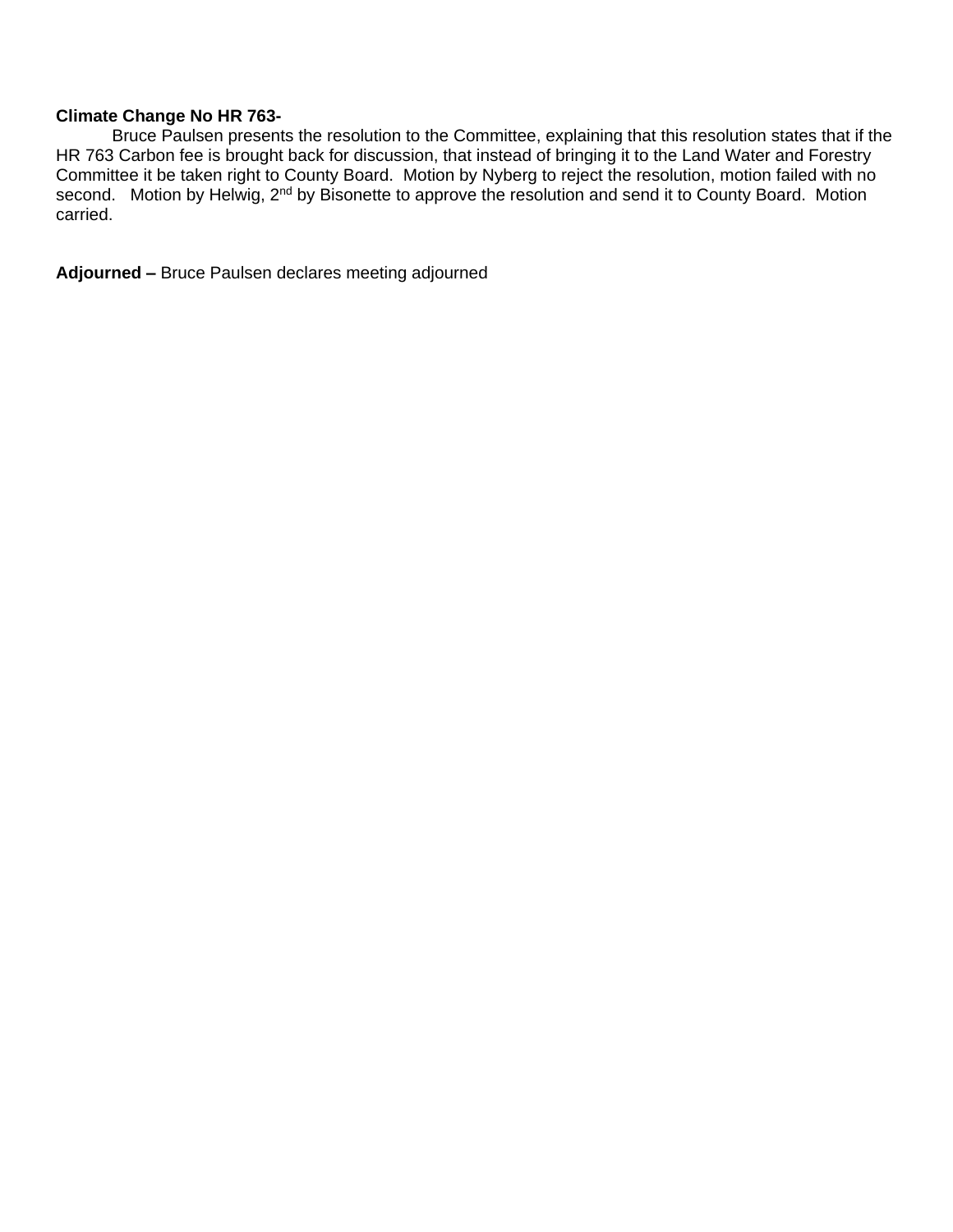**Climate Change No HR 763-**

Bruce Paulsen presents the resolution to the Committee, explaining that this resolution states that if the HR 763 Carbon fee is brought back for discussion, that instead of bringing it to the Land Water and Forestry Committee it be taken right to County Board. Motion by Nyberg to reject the resolution, motion failed with no second. Motion by Helwig, 2nd by Bisonette to approve the resolution and send it to County Board. Motion carried.

**Adjourned –** Bruce Paulsen declares meeting adjourned